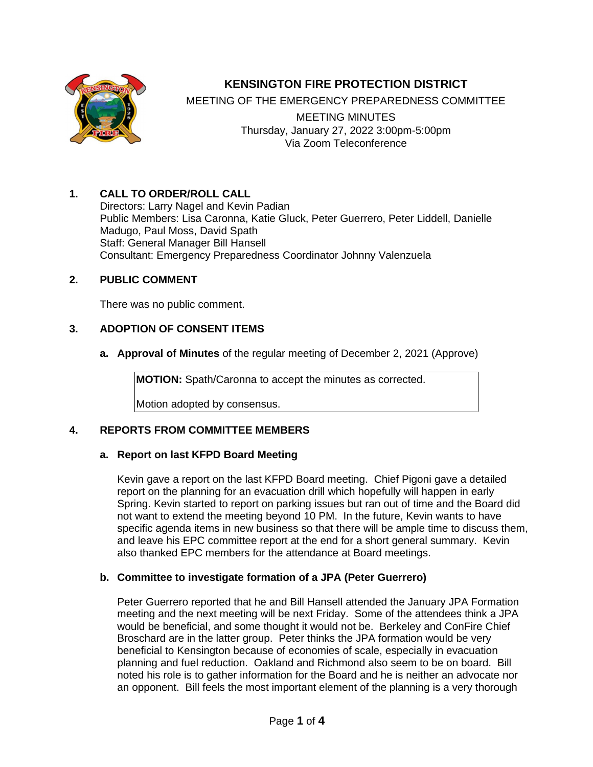# KENSINGTON FIRE PROTECTION DISTRICT

MEETING OF THE EMERGENCY PREPAREDNESS COMMITTEE

MEETING MINUTES
Thursday, January 27, 2022 3:00pm-5:00pm
Via Zoom Teleconference

## 1. CALL TO ORDER/ROLL CALL

Directors: Larry Nagel and Kevin Padian
Public Members: Lisa Caronna, Katie Gluck, Peter Guerrero, Peter Liddell, Danielle Madugo, Paul Moss, David Spath
Staff: General Manager Bill Hansell
Consultant: Emergency Preparedness Coordinator Johnny Valenzuela

## 2. PUBLIC COMMENT

There was no public comment.

## 3. ADOPTION OF CONSENT ITEMS

**a. Approval of Minutes** of the regular meeting of December 2, 2021 (Approve)

> **MOTION:** Spath/Caronna to accept the minutes as corrected.
>
> Motion adopted by consensus.

## 4. REPORTS FROM COMMITTEE MEMBERS

### a. Report on last KFPD Board Meeting

Kevin gave a report on the last KFPD Board meeting. Chief Pigoni gave a detailed report on the planning for an evacuation drill which hopefully will happen in early Spring. Kevin started to report on parking issues but ran out of time and the Board did not want to extend the meeting beyond 10 PM. In the future, Kevin wants to have specific agenda items in new business so that there will be ample time to discuss them, and leave his EPC committee report at the end for a short general summary. Kevin also thanked EPC members for the attendance at Board meetings.

### b. Committee to investigate formation of a JPA (Peter Guerrero)

Peter Guerrero reported that he and Bill Hansell attended the January JPA Formation meeting and the next meeting will be next Friday. Some of the attendees think a JPA would be beneficial, and some thought it would not be. Berkeley and ConFire Chief Broschard are in the latter group. Peter thinks the JPA formation would be very beneficial to Kensington because of economies of scale, especially in evacuation planning and fuel reduction. Oakland and Richmond also seem to be on board. Bill noted his role is to gather information for the Board and he is neither an advocate nor an opponent. Bill feels the most important element of the planning is a very thorough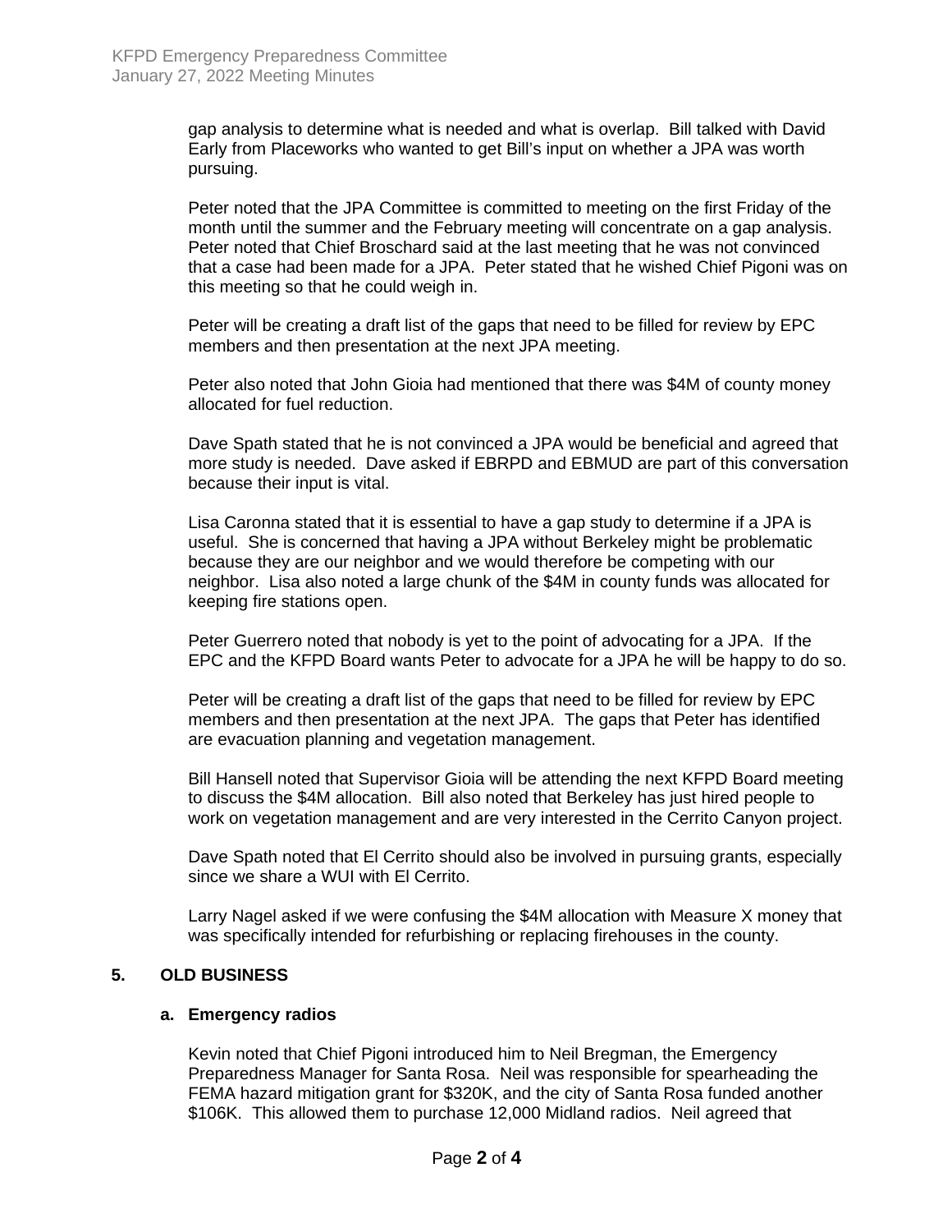gap analysis to determine what is needed and what is overlap. Bill talked with David Early from Placeworks who wanted to get Bill's input on whether a JPA was worth pursuing.

Peter noted that the JPA Committee is committed to meeting on the first Friday of the month until the summer and the February meeting will concentrate on a gap analysis. Peter noted that Chief Broschard said at the last meeting that he was not convinced that a case had been made for a JPA. Peter stated that he wished Chief Pigoni was on this meeting so that he could weigh in.

Peter will be creating a draft list of the gaps that need to be filled for review by EPC members and then presentation at the next JPA meeting.

Peter also noted that John Gioia had mentioned that there was $4M of county money allocated for fuel reduction.

Dave Spath stated that he is not convinced a JPA would be beneficial and agreed that more study is needed. Dave asked if EBRPD and EBMUD are part of this conversation because their input is vital.

Lisa Caronna stated that it is essential to have a gap study to determine if a JPA is useful. She is concerned that having a JPA without Berkeley might be problematic because they are our neighbor and we would therefore be competing with our neighbor. Lisa also noted a large chunk of the $4M in county funds was allocated for keeping fire stations open.

Peter Guerrero noted that nobody is yet to the point of advocating for a JPA. If the EPC and the KFPD Board wants Peter to advocate for a JPA he will be happy to do so.

Peter will be creating a draft list of the gaps that need to be filled for review by EPC members and then presentation at the next JPA. The gaps that Peter has identified are evacuation planning and vegetation management.

Bill Hansell noted that Supervisor Gioia will be attending the next KFPD Board meeting to discuss the $4M allocation. Bill also noted that Berkeley has just hired people to work on vegetation management and are very interested in the Cerrito Canyon project.

Dave Spath noted that El Cerrito should also be involved in pursuing grants, especially since we share a WUI with El Cerrito.

Larry Nagel asked if we were confusing the $4M allocation with Measure X money that was specifically intended for refurbishing or replacing firehouses in the county.

## 5. OLD BUSINESS

### a. Emergency radios

Kevin noted that Chief Pigoni introduced him to Neil Bregman, the Emergency Preparedness Manager for Santa Rosa. Neil was responsible for spearheading the FEMA hazard mitigation grant for $320K, and the city of Santa Rosa funded another $106K. This allowed them to purchase 12,000 Midland radios. Neil agreed that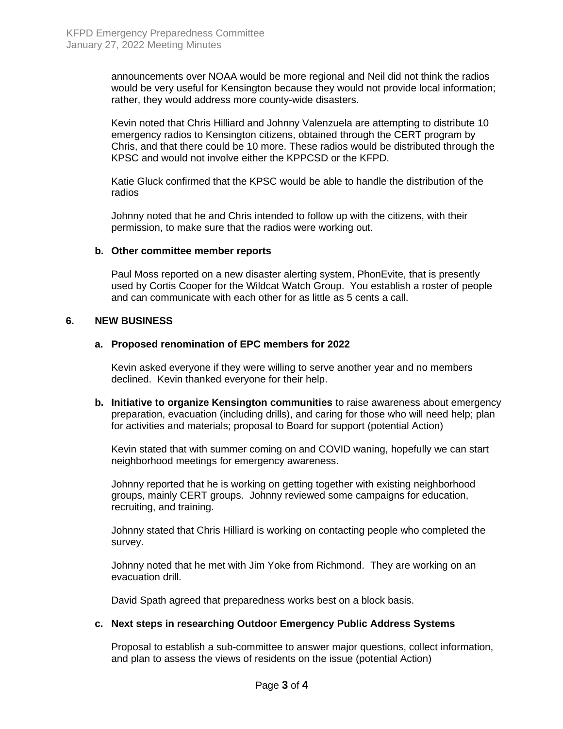announcements over NOAA would be more regional and Neil did not think the radios would be very useful for Kensington because they would not provide local information; rather, they would address more county-wide disasters.

Kevin noted that Chris Hilliard and Johnny Valenzuela are attempting to distribute 10 emergency radios to Kensington citizens, obtained through the CERT program by Chris, and that there could be 10 more. These radios would be distributed through the KPSC and would not involve either the KPPCSD or the KFPD.

Katie Gluck confirmed that the KPSC would be able to handle the distribution of the radios

Johnny noted that he and Chris intended to follow up with the citizens, with their permission, to make sure that the radios were working out.

**b. Other committee member reports**

Paul Moss reported on a new disaster alerting system, PhonEvite, that is presently used by Cortis Cooper for the Wildcat Watch Group. You establish a roster of people and can communicate with each other for as little as 5 cents a call.

## 6. NEW BUSINESS

**a. Proposed renomination of EPC members for 2022**

Kevin asked everyone if they were willing to serve another year and no members declined. Kevin thanked everyone for their help.

**b. Initiative to organize Kensington communities** to raise awareness about emergency preparation, evacuation (including drills), and caring for those who will need help; plan for activities and materials; proposal to Board for support (potential Action)

Kevin stated that with summer coming on and COVID waning, hopefully we can start neighborhood meetings for emergency awareness.

Johnny reported that he is working on getting together with existing neighborhood groups, mainly CERT groups. Johnny reviewed some campaigns for education, recruiting, and training.

Johnny stated that Chris Hilliard is working on contacting people who completed the survey.

Johnny noted that he met with Jim Yoke from Richmond. They are working on an evacuation drill.

David Spath agreed that preparedness works best on a block basis.

**c. Next steps in researching Outdoor Emergency Public Address Systems**

Proposal to establish a sub-committee to answer major questions, collect information, and plan to assess the views of residents on the issue (potential Action)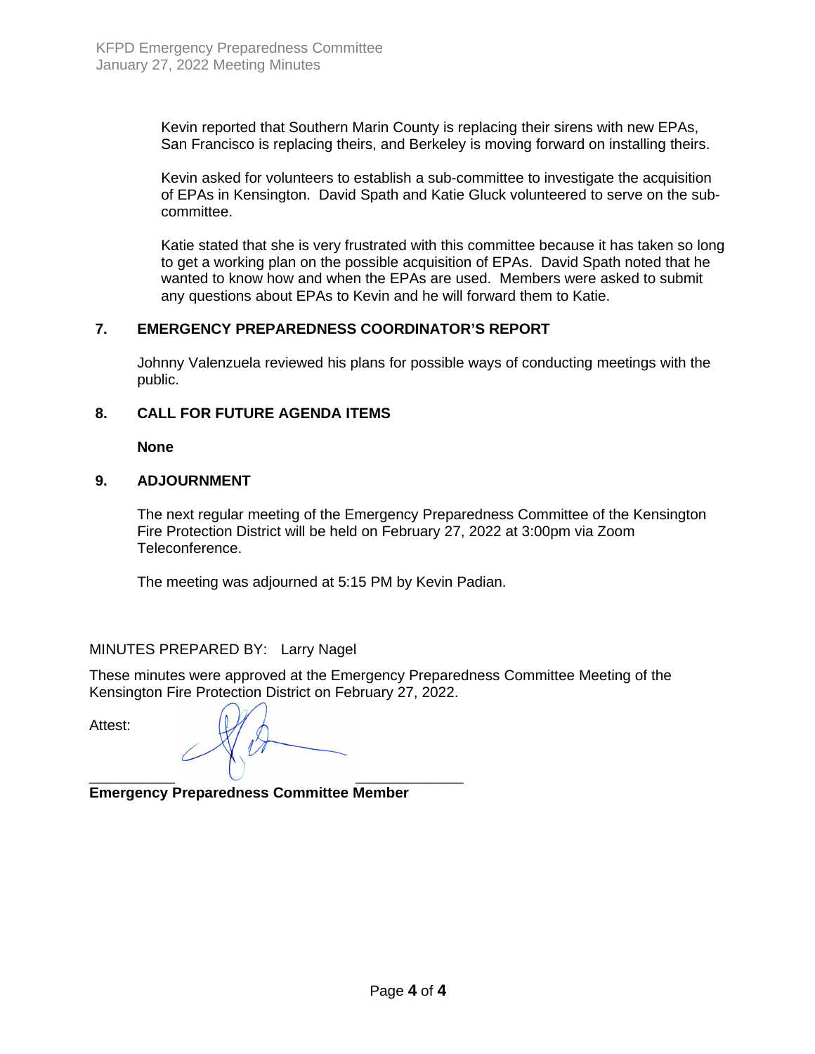Kevin reported that Southern Marin County is replacing their sirens with new EPAs, San Francisco is replacing theirs, and Berkeley is moving forward on installing theirs.

Kevin asked for volunteers to establish a sub-committee to investigate the acquisition of EPAs in Kensington. David Spath and Katie Gluck volunteered to serve on the sub-committee.

Katie stated that she is very frustrated with this committee because it has taken so long to get a working plan on the possible acquisition of EPAs. David Spath noted that he wanted to know how and when the EPAs are used. Members were asked to submit any questions about EPAs to Kevin and he will forward them to Katie.

## 7. EMERGENCY PREPAREDNESS COORDINATOR'S REPORT

Johnny Valenzuela reviewed his plans for possible ways of conducting meetings with the public.

## 8. CALL FOR FUTURE AGENDA ITEMS

**None**

## 9. ADJOURNMENT

The next regular meeting of the Emergency Preparedness Committee of the Kensington Fire Protection District will be held on February 27, 2022 at 3:00pm via Zoom Teleconference.

The meeting was adjourned at 5:15 PM by Kevin Padian.

MINUTES PREPARED BY: Larry Nagel

These minutes were approved at the Emergency Preparedness Committee Meeting of the Kensington Fire Protection District on February 27, 2022.

Attest:

__________ _____________

**Emergency Preparedness Committee Member**